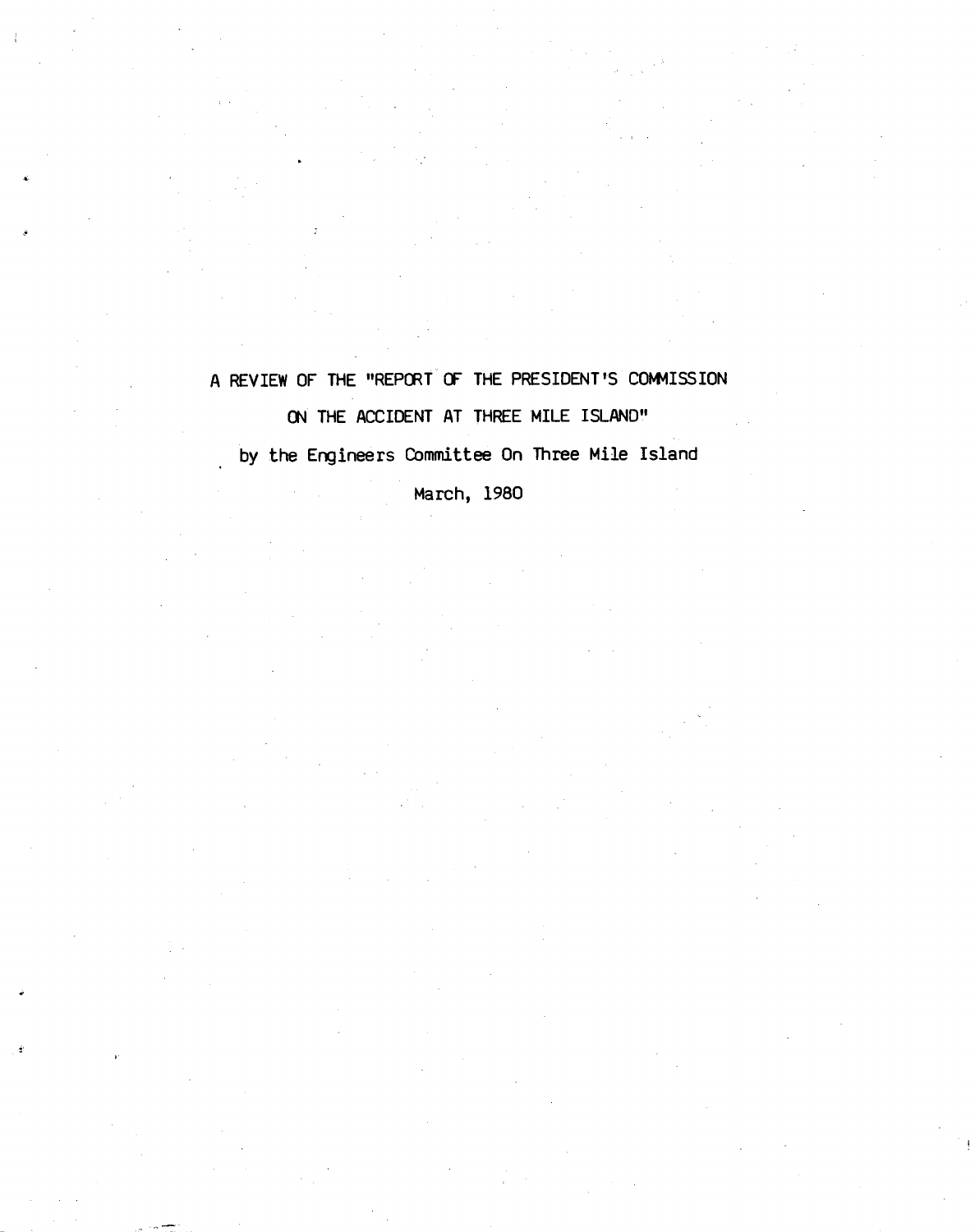# A REVIEW OF THE "REPORT OF THE PRESIDENT'S COMMISSION ON THE ACCIDENT AT THREE MILE ISLAND"

by the Engineers Committee On Three Mile Island

March, 1980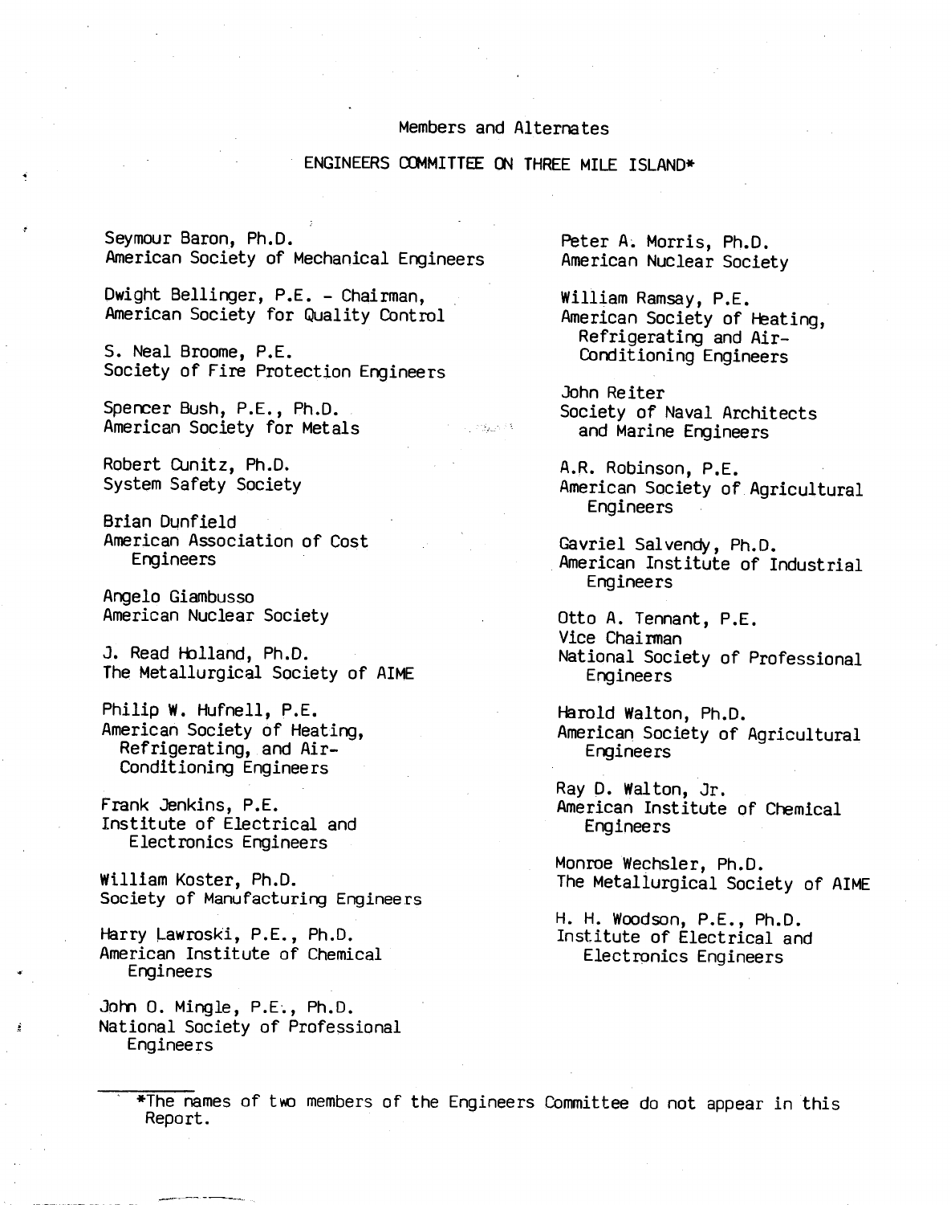Members and Alternates

ENGINEERS COMMITTEE ON THREE MILE ISLAND*

Seymour Baron, Ph.D.
American Society of Mechanical Engineers

Dwight Bellinger, P.E. - Chairman,
American Society for Quality Control

S. Neal Broome, P.E.
Society of Fire Protection Engineers

Spencer Bush, P.E., Ph.D.
American Society for Metals

Robert Cunitz, Ph.D.
System Safety Society

Brian Dunfield
American Association of Cost Engineers

Angelo Giambusso
American Nuclear Society

J. Read Holland, Ph.D.
The Metallurgical Society of AIME

Philip W. Hufnell, P.E.
American Society of Heating, Refrigerating, and Air-Conditioning Engineers

Frank Jenkins, P.E.
Institute of Electrical and Electronics Engineers

William Koster, Ph.D.
Society of Manufacturing Engineers

Harry Lawroski, P.E., Ph.D.
American Institute of Chemical Engineers

John O. Mingle, P.E., Ph.D.
National Society of Professional Engineers

Peter A. Morris, Ph.D.
American Nuclear Society

William Ramsay, P.E.
American Society of Heating, Refrigerating and Air-Conditioning Engineers

John Reiter
Society of Naval Architects and Marine Engineers

A.R. Robinson, P.E.
American Society of Agricultural Engineers

Gavriel Salvendy, Ph.D.
American Institute of Industrial Engineers

Otto A. Tennant, P.E.
Vice Chairman
National Society of Professional Engineers

Harold Walton, Ph.D.
American Society of Agricultural Engineers

Ray D. Walton, Jr.
American Institute of Chemical Engineers

Monroe Wechsler, Ph.D.
The Metallurgical Society of AIME

H. H. Woodson, P.E., Ph.D.
Institute of Electrical and Electronics Engineers

*The names of two members of the Engineers Committee do not appear in this Report.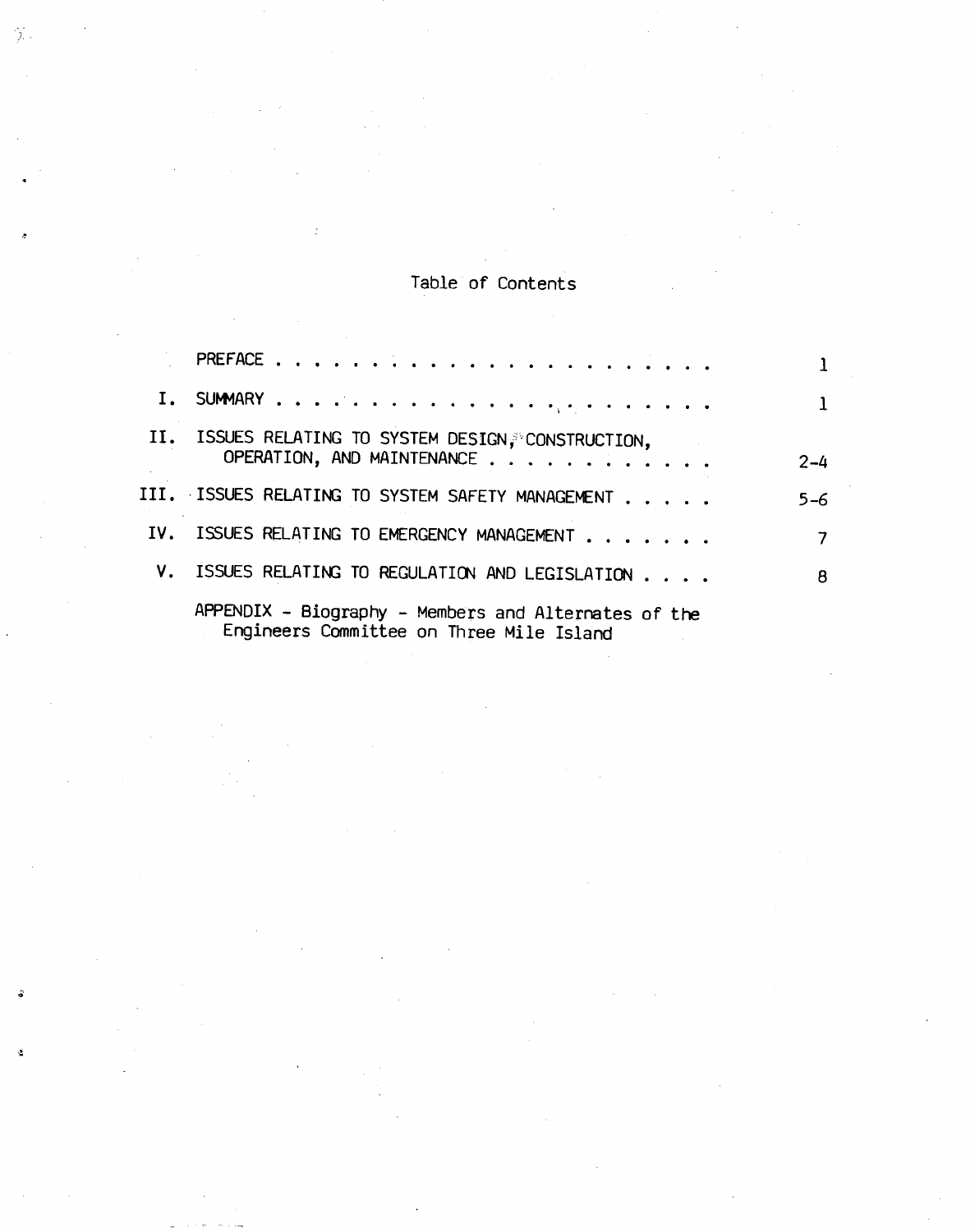# Table of Contents

| | | |
|---|---|---|
| | PREFACE | 1 |
| I. | SUMMARY | 1 |
| II. | ISSUES RELATING TO SYSTEM DESIGN, CONSTRUCTION, OPERATION, AND MAINTENANCE | 2-4 |
| III. | ISSUES RELATING TO SYSTEM SAFETY MANAGEMENT | 5-6 |
| IV. | ISSUES RELATING TO EMERGENCY MANAGEMENT | 7 |
| V. | ISSUES RELATING TO REGULATION AND LEGISLATION | 8 |
| | APPENDIX - Biography - Members and Alternates of the Engineers Committee on Three Mile Island | |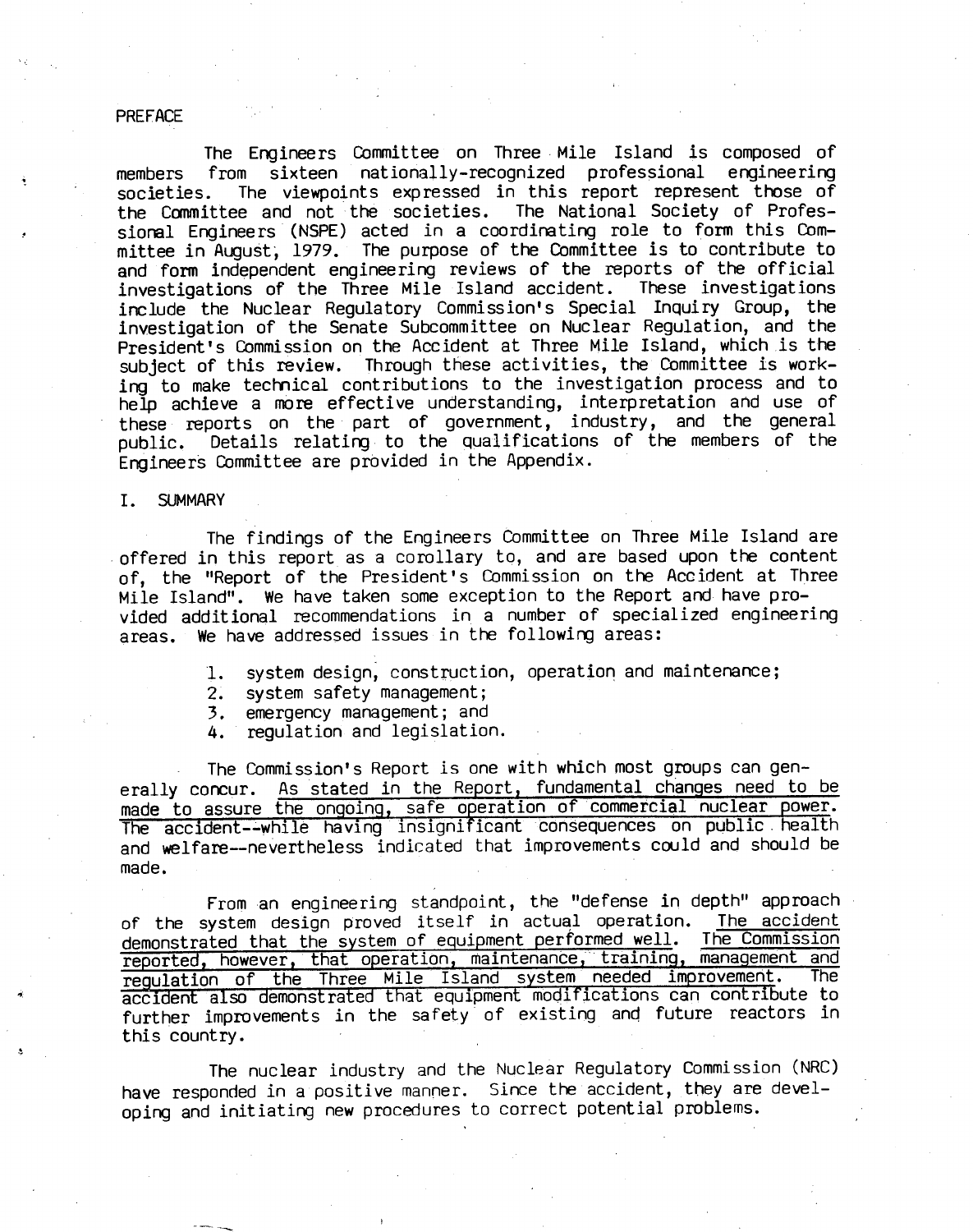## PREFACE

The Engineers Committee on Three Mile Island is composed of members from sixteen nationally-recognized professional engineering societies. The viewpoints expressed in this report represent those of the Committee and not the societies. The National Society of Professional Engineers (NSPE) acted in a coordinating role to form this Committee in August, 1979. The purpose of the Committee is to contribute to and form independent engineering reviews of the reports of the official investigations of the Three Mile Island accident. These investigations include the Nuclear Regulatory Commission's Special Inquiry Group, the investigation of the Senate Subcommittee on Nuclear Regulation, and the President's Commission on the Accident at Three Mile Island, which is the subject of this review. Through these activities, the Committee is working to make technical contributions to the investigation process and to help achieve a more effective understanding, interpretation and use of these reports on the part of government, industry, and the general public. Details relating to the qualifications of the members of the Engineers Committee are provided in the Appendix.

## I. SUMMARY

The findings of the Engineers Committee on Three Mile Island are offered in this report as a corollary to, and are based upon the content of, the "Report of the President's Commission on the Accident at Three Mile Island". We have taken some exception to the Report and have provided additional recommendations in a number of specialized engineering areas. We have addressed issues in the following areas:

1. system design, construction, operation and maintenance;
2. system safety management;
3. emergency management; and
4. regulation and legislation.

The Commission's Report is one with which most groups can generally concur. <u>As stated in the Report, fundamental changes need to be made to assure the ongoing, safe operation of commercial nuclear power.</u> The accident--while having insignificant consequences on public health and welfare--nevertheless indicated that improvements could and should be made.

From an engineering standpoint, the "defense in depth" approach of the system design proved itself in actual operation. <u>The accident demonstrated that the system of equipment performed well. The Commission reported, however, that operation, maintenance, training, management and regulation of the Three Mile Island system needed improvement.</u> The accident also demonstrated that equipment modifications can contribute to further improvements in the safety of existing and future reactors in this country.

The nuclear industry and the Nuclear Regulatory Commission (NRC) have responded in a positive manner. Since the accident, they are developing and initiating new procedures to correct potential problems.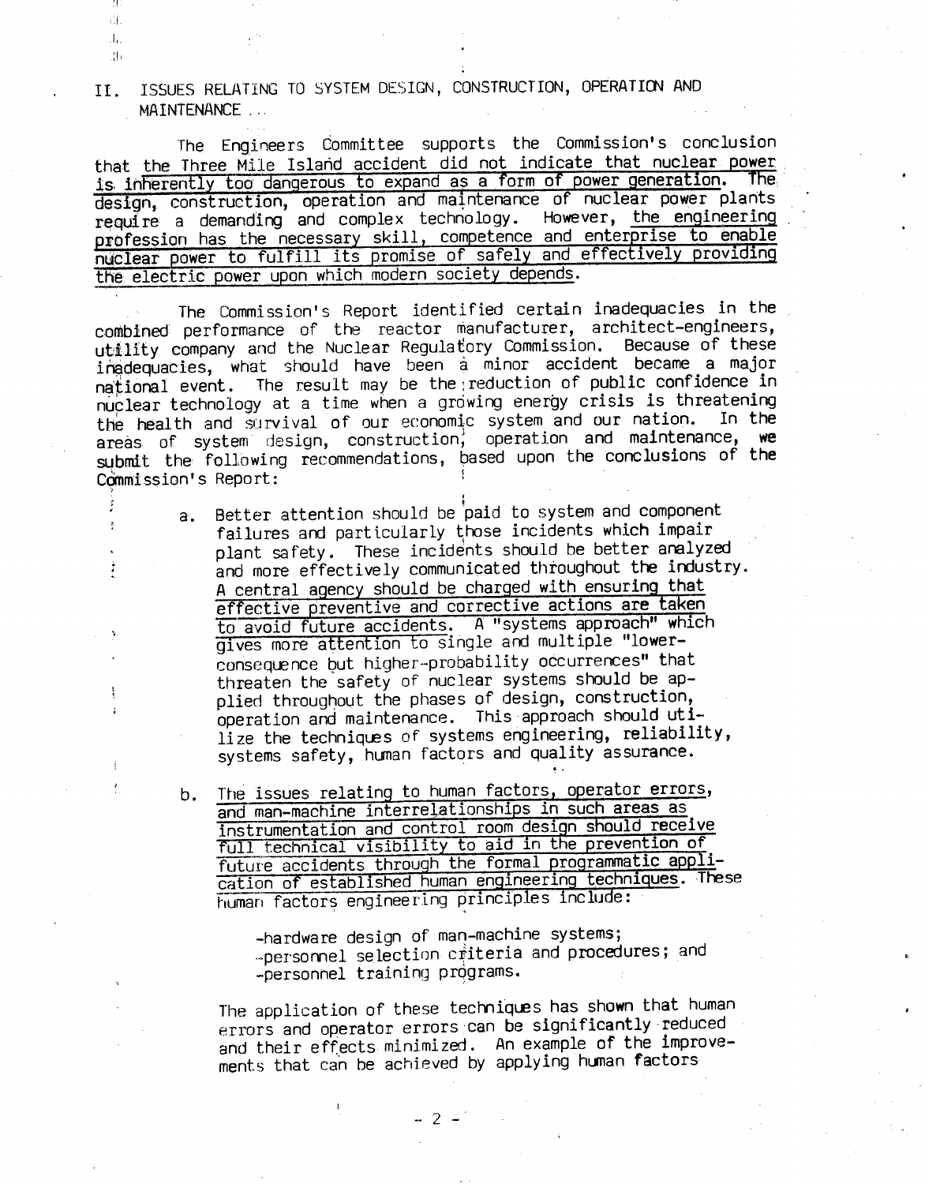## II. ISSUES RELATING TO SYSTEM DESIGN, CONSTRUCTION, OPERATION AND MAINTENANCE . . .

The Engineers Committee supports the Commission's conclusion that the Three Mile Island accident did not indicate that nuclear power is inherently too dangerous to expand as a form of power generation. The design, construction, operation and maintenance of nuclear power plants require a demanding and complex technology. However, the engineering profession has the necessary skill, competence and enterprise to enable nuclear power to fulfill its promise of safely and effectively providing the electric power upon which modern society depends.

The Commission's Report identified certain inadequacies in the combined performance of the reactor manufacturer, architect-engineers, utility company and the Nuclear Regulatory Commission. Because of these inadequacies, what should have been a minor accident became a major national event. The result may be the reduction of public confidence in nuclear technology at a time when a growing energy crisis is threatening the health and survival of our economic system and our nation. In the areas of system design, construction, operation and maintenance, we submit the following recommendations, based upon the conclusions of the Commission's Report:

a. Better attention should be paid to system and component failures and particularly those incidents which impair plant safety. These incidents should be better analyzed and more effectively communicated throughout the industry. A central agency should be charged with ensuring that effective preventive and corrective actions are taken to avoid future accidents. A "systems approach" which gives more attention to single and multiple "lower-consequence but higher-probability occurrences" that threaten the safety of nuclear systems should be applied throughout the phases of design, construction, operation and maintenance. This approach should utilize the techniques of systems engineering, reliability, systems safety, human factors and quality assurance.

b. The issues relating to human factors, operator errors, and man-machine interrelationships in such areas as instrumentation and control room design should receive full technical visibility to aid in the prevention of future accidents through the formal programmatic application of established human engineering techniques. These human factors engineering principles include:

   - hardware design of man-machine systems;
   - personnel selection criteria and procedures; and
   - personnel training programs.

   The application of these techniques has shown that human errors and operator errors can be significantly reduced and their effects minimized. An example of the improvements that can be achieved by applying human factors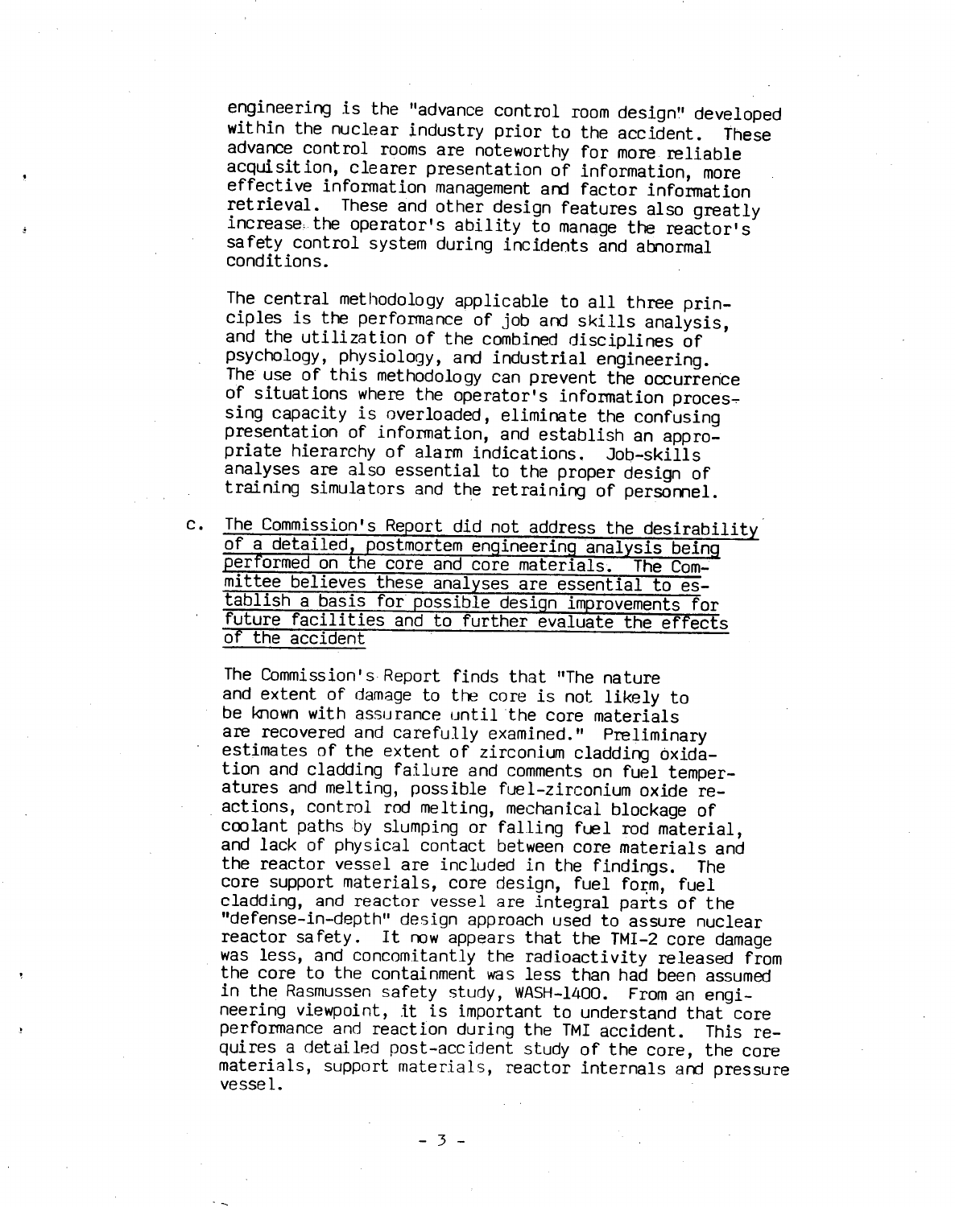engineering is the "advance control room design" developed within the nuclear industry prior to the accident. These advance control rooms are noteworthy for more reliable acquisition, clearer presentation of information, more effective information management and factor information retrieval. These and other design features also greatly increase the operator's ability to manage the reactor's safety control system during incidents and abnormal conditions.

The central methodology applicable to all three principles is the performance of job and skills analysis, and the utilization of the combined disciplines of psychology, physiology, and industrial engineering. The use of this methodology can prevent the occurrence of situations where the operator's information processing capacity is overloaded, eliminate the confusing presentation of information, and establish an appropriate hierarchy of alarm indications. Job-skills analyses are also essential to the proper design of training simulators and the retraining of personnel.

c. The Commission's Report did not address the desirability of a detailed, postmortem engineering analysis being performed on the core and core materials. The Committee believes these analyses are essential to establish a basis for possible design improvements for future facilities and to further evaluate the effects of the accident

The Commission's Report finds that "The nature and extent of damage to the core is not likely to be known with assurance until the core materials are recovered and carefully examined." Preliminary estimates of the extent of zirconium cladding oxidation and cladding failure and comments on fuel temperatures and melting, possible fuel-zirconium oxide reactions, control rod melting, mechanical blockage of coolant paths by slumping or falling fuel rod material, and lack of physical contact between core materials and the reactor vessel are included in the findings. The core support materials, core design, fuel form, fuel cladding, and reactor vessel are integral parts of the "defense-in-depth" design approach used to assure nuclear reactor safety. It now appears that the TMI-2 core damage was less, and concomitantly the radioactivity released from the core to the containment was less than had been assumed in the Rasmussen safety study, WASH-1400. From an engineering viewpoint, it is important to understand that core performance and reaction during the TMI accident. This requires a detailed post-accident study of the core, the core materials, support materials, reactor internals and pressure vessel.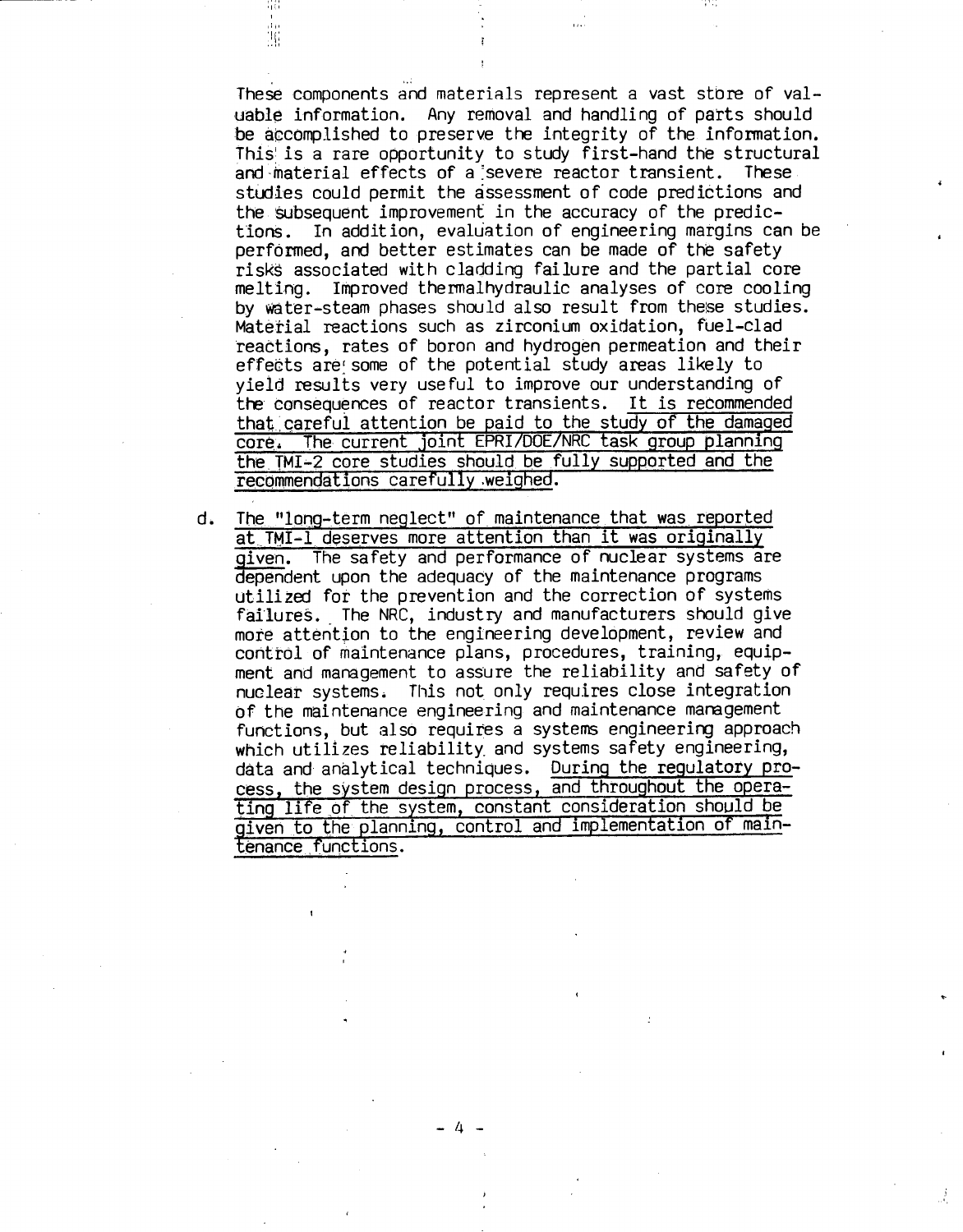These components and materials represent a vast store of valuable information. Any removal and handling of parts should be accomplished to preserve the integrity of the information. This is a rare opportunity to study first-hand the structural and material effects of a severe reactor transient. These studies could permit the assessment of code predictions and the subsequent improvement in the accuracy of the predictions. In addition, evaluation of engineering margins can be performed, and better estimates can be made of the safety risks associated with cladding failure and the partial core melting. Improved thermalhydraulic analyses of core cooling by water-steam phases should also result from these studies. Material reactions such as zirconium oxidation, fuel-clad reactions, rates of boron and hydrogen permeation and their effects are some of the potential study areas likely to yield results very useful to improve our understanding of the consequences of reactor transients. <u>It is recommended that careful attention be paid to the study of the damaged core. The current joint EPRI/DOE/NRC task group planning the TMI-2 core studies should be fully supported and the recommendations carefully weighed.</u>

d. <u>The "long-term neglect" of maintenance that was reported at TMI-1 deserves more attention than it was originally given.</u> The safety and performance of nuclear systems are dependent upon the adequacy of the maintenance programs utilized for the prevention and the correction of systems failures. The NRC, industry and manufacturers should give more attention to the engineering development, review and control of maintenance plans, procedures, training, equipment and management to assure the reliability and safety of nuclear systems. This not only requires close integration of the maintenance engineering and maintenance management functions, but also requires a systems engineering approach which utilizes reliability and systems safety engineering, data and analytical techniques. <u>During the regulatory process, the system design process, and throughout the operating life of the system, constant consideration should be given to the planning, control and implementation of maintenance functions.</u>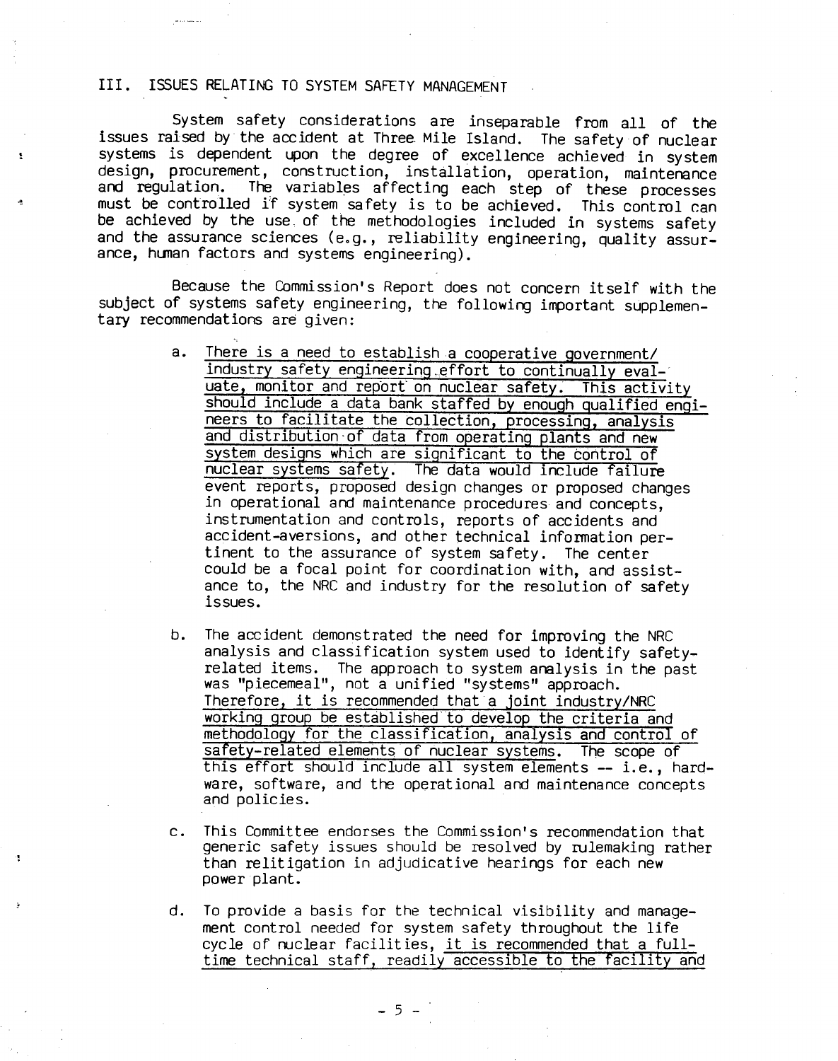## III. ISSUES RELATING TO SYSTEM SAFETY MANAGEMENT

System safety considerations are inseparable from all of the issues raised by the accident at Three Mile Island. The safety of nuclear systems is dependent upon the degree of excellence achieved in system design, procurement, construction, installation, operation, maintenance and regulation. The variables affecting each step of these processes must be controlled if system safety is to be achieved. This control can be achieved by the use of the methodologies included in systems safety and the assurance sciences (e.g., reliability engineering, quality assurance, human factors and systems engineering).

Because the Commission's Report does not concern itself with the subject of systems safety engineering, the following important supplementary recommendations are given:

a. <u>There is a need to establish a cooperative government/industry safety engineering effort to continually evaluate, monitor and report on nuclear safety. This activity should include a data bank staffed by enough qualified engineers to facilitate the collection, processing, analysis and distribution of data from operating plants and new system designs which are significant to the control of nuclear systems safety.</u> The data would include failure event reports, proposed design changes or proposed changes in operational and maintenance procedures and concepts, instrumentation and controls, reports of accidents and accident-aversions, and other technical information pertinent to the assurance of system safety. The center could be a focal point for coordination with, and assistance to, the NRC and industry for the resolution of safety issues.

b. The accident demonstrated the need for improving the NRC analysis and classification system used to identify safety-related items. The approach to system analysis in the past was "piecemeal", not a unified "systems" approach. <u>Therefore, it is recommended that a joint industry/NRC working group be established to develop the criteria and methodology for the classification, analysis and control of safety-related elements of nuclear systems.</u> The scope of this effort should include all system elements -- i.e., hardware, software, and the operational and maintenance concepts and policies.

c. This Committee endorses the Commission's recommendation that generic safety issues should be resolved by rulemaking rather than relitigation in adjudicative hearings for each new power plant.

d. To provide a basis for the technical visibility and management control needed for system safety throughout the life cycle of nuclear facilities, <u>it is recommended that a full-time technical staff, readily accessible to the facility and</u>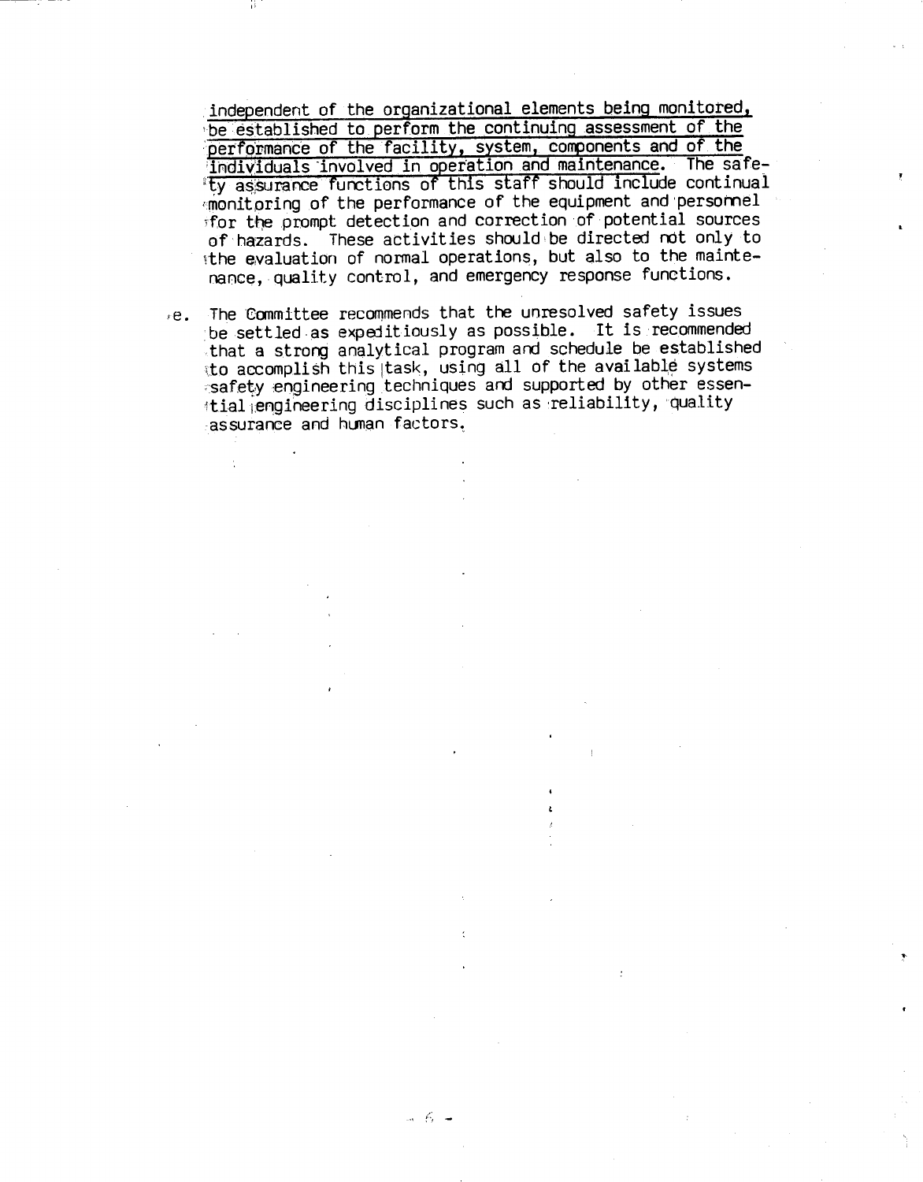independent of the organizational elements being monitored, be established to perform the continuing assessment of the performance of the facility, system, components and of the individuals involved in operation and maintenance. The safety assurance functions of this staff should include continual monitoring of the performance of the equipment and personnel for the prompt detection and correction of potential sources of hazards. These activities should be directed not only to the evaluation of normal operations, but also to the maintenance, quality control, and emergency response functions.

e. The Committee recommends that the unresolved safety issues be settled as expeditiously as possible. It is recommended that a strong analytical program and schedule be established to accomplish this task, using all of the available systems safety engineering techniques and supported by other essential engineering disciplines such as reliability, quality assurance and human factors.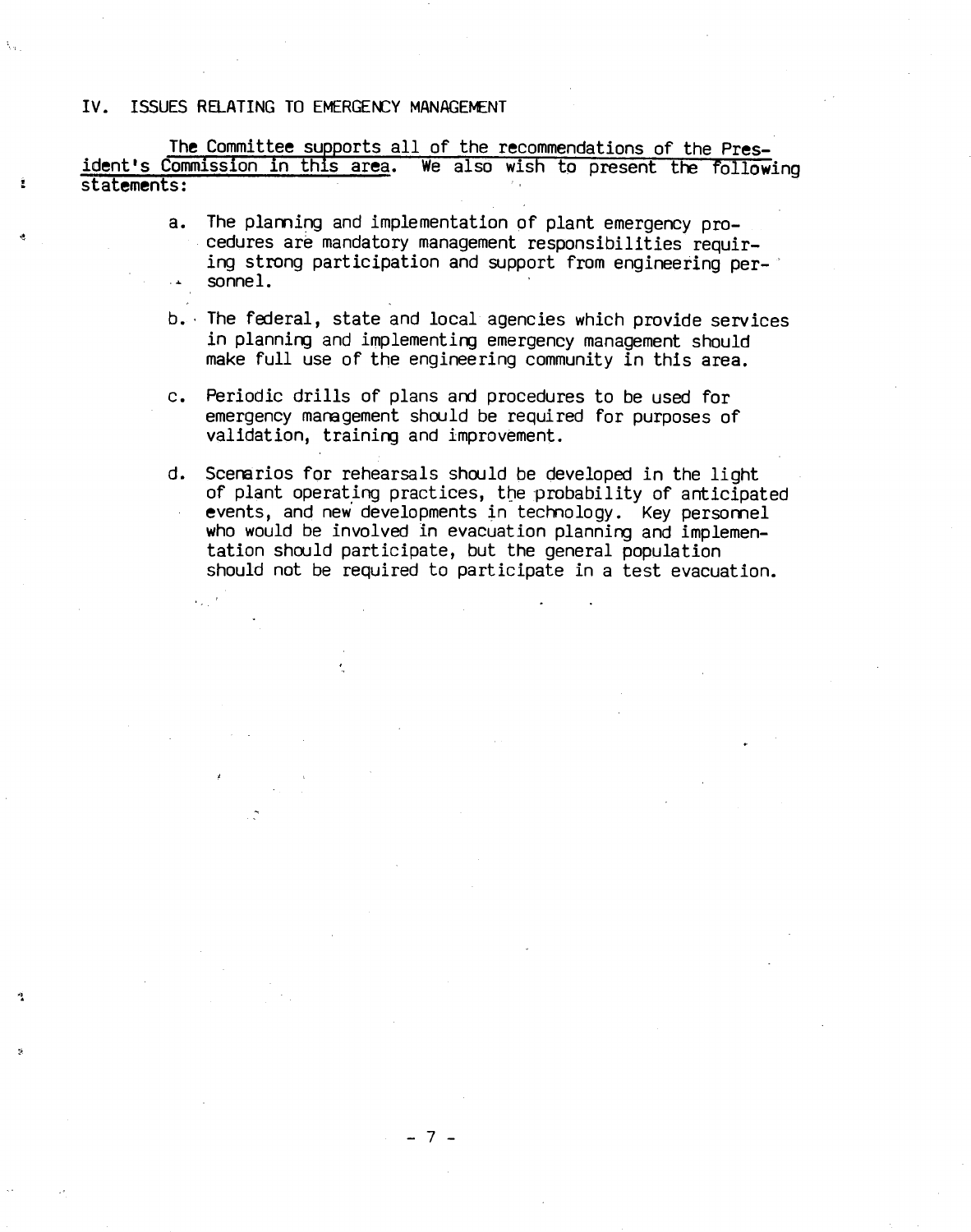## IV. ISSUES RELATING TO EMERGENCY MANAGEMENT

The Committee supports all of the recommendations of the President's Commission in this area. We also wish to present the following statements:

a. The planning and implementation of plant emergency procedures are mandatory management responsibilities requiring strong participation and support from engineering personnel.

b. The federal, state and local agencies which provide services in planning and implementing emergency management should make full use of the engineering community in this area.

c. Periodic drills of plans and procedures to be used for emergency management should be required for purposes of validation, training and improvement.

d. Scenarios for rehearsals should be developed in the light of plant operating practices, the probability of anticipated events, and new developments in technology. Key personnel who would be involved in evacuation planning and implementation should participate, but the general population should not be required to participate in a test evacuation.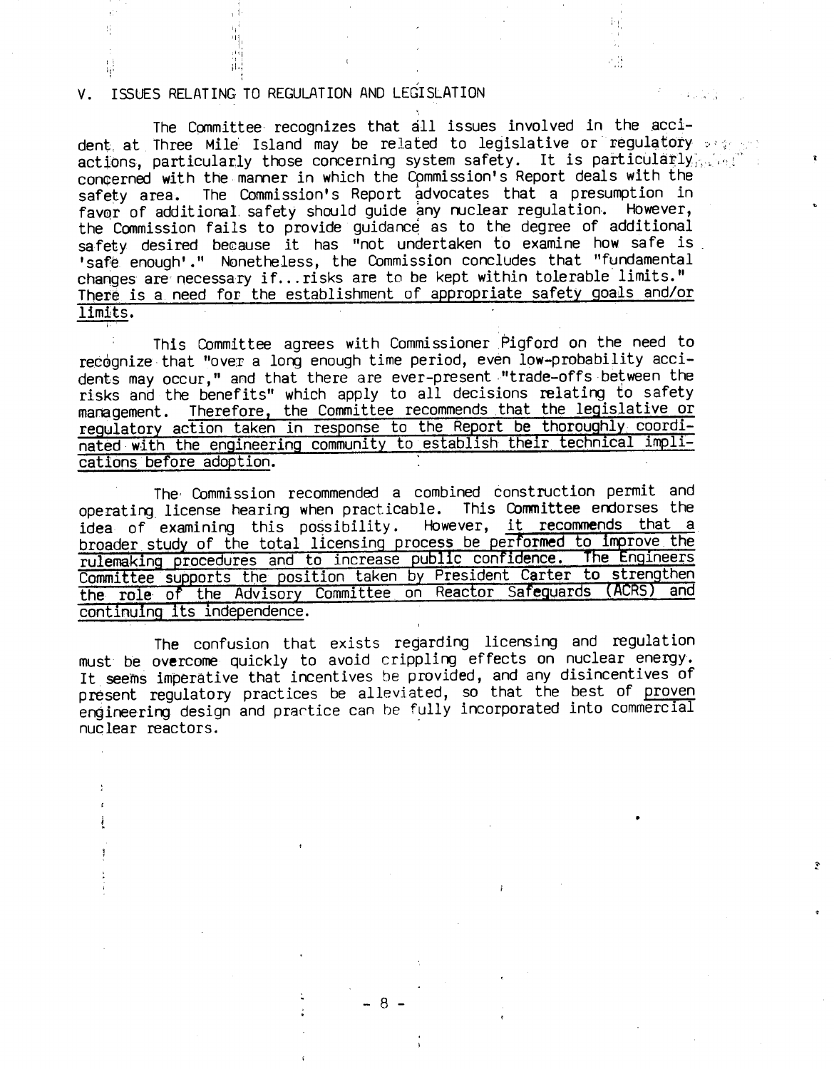## V. ISSUES RELATING TO REGULATION AND LEGISLATION

The Committee recognizes that all issues involved in the accident at Three Mile Island may be related to legislative or regulatory actions, particularly those concerning system safety. It is particularly concerned with the manner in which the Commission's Report deals with the safety area. The Commission's Report advocates that a presumption in favor of additional safety should guide any nuclear regulation. However, the Commission fails to provide guidance as to the degree of additional safety desired because it has "not undertaken to examine how safe is 'safe enough'." Nonetheless, the Commission concludes that "fundamental changes are necessary if...risks are to be kept within tolerable limits." <u>There is a need for the establishment of appropriate safety goals and/or limits.</u>

This Committee agrees with Commissioner Pigford on the need to recognize that "over a long enough time period, even low-probability accidents may occur," and that there are ever-present "trade-offs between the risks and the benefits" which apply to all decisions relating to safety management. <u>Therefore, the Committee recommends that the legislative or regulatory action taken in response to the Report be thoroughly coordinated with the engineering community to establish their technical implications before adoption.</u>

The Commission recommended a combined construction permit and operating license hearing when practicable. This Committee endorses the idea of examining this possibility. However, <u>it recommends that a broader study of the total licensing process be performed to improve the rulemaking procedures and to increase public confidence. The Engineers Committee supports the position taken by President Carter to strengthen the role of the Advisory Committee on Reactor Safeguards (ACRS) and continuing its independence.</u>

The confusion that exists regarding licensing and regulation must be overcome quickly to avoid crippling effects on nuclear energy. It seems imperative that incentives be provided, and any disincentives of present regulatory practices be alleviated, so that the best of <u>proven</u> engineering design and practice can be fully incorporated into commercial nuclear reactors.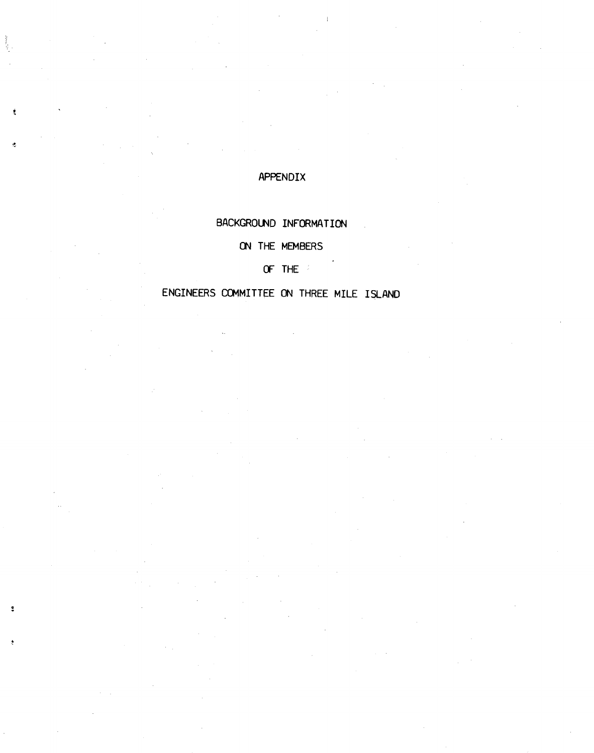# APPENDIX

## BACKGROUND INFORMATION

## ON THE MEMBERS

## OF THE

## ENGINEERS COMMITTEE ON THREE MILE ISLAND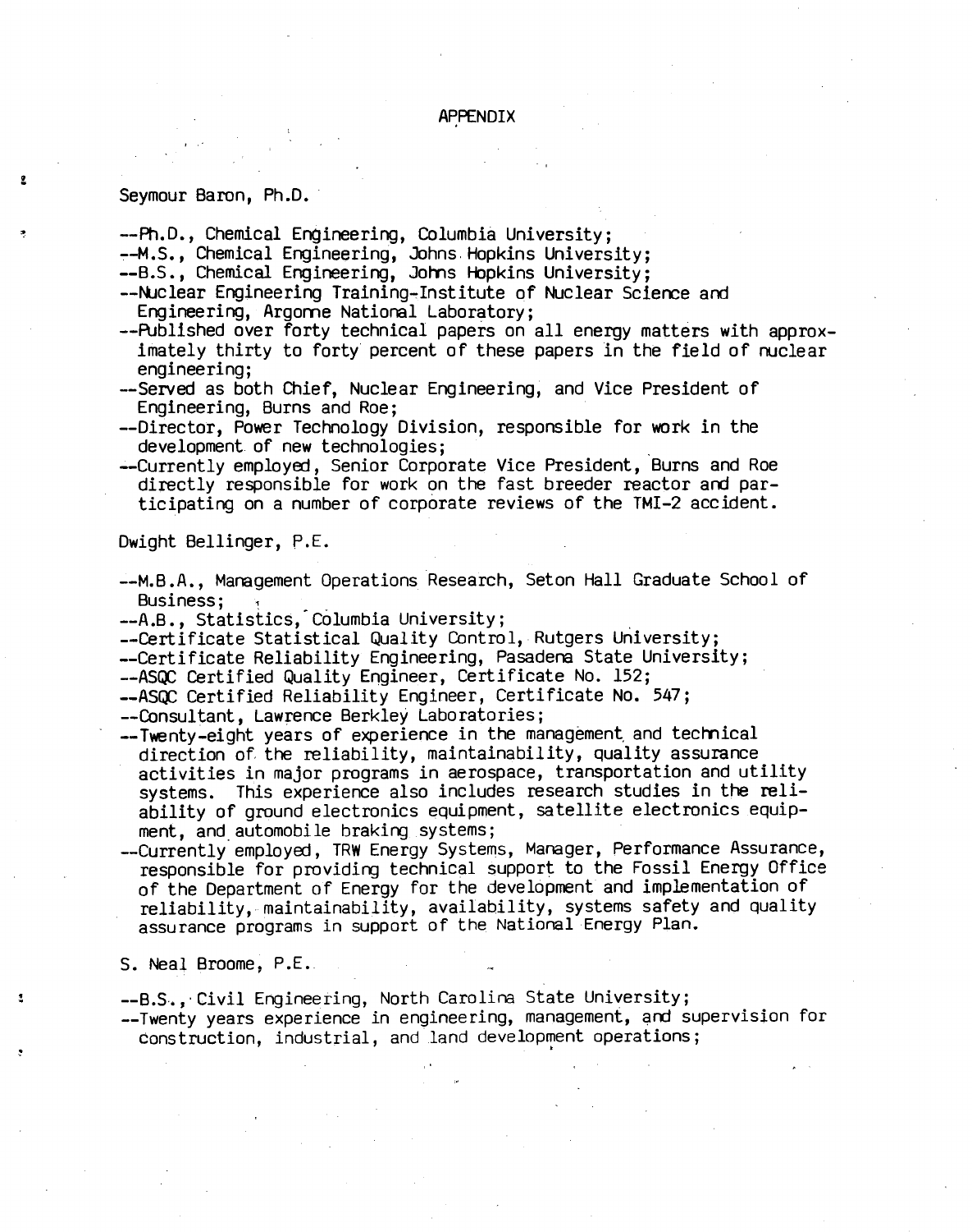# APPENDIX

Seymour Baron, Ph.D.

- --Ph.D., Chemical Engineering, Columbia University;
- --M.S., Chemical Engineering, Johns Hopkins University;
- --B.S., Chemical Engineering, Johns Hopkins University;
- --Nuclear Engineering Training-Institute of Nuclear Science and Engineering, Argonne National Laboratory;
- --Published over forty technical papers on all energy matters with approximately thirty to forty percent of these papers in the field of nuclear engineering;
- --Served as both Chief, Nuclear Engineering, and Vice President of Engineering, Burns and Roe;
- --Director, Power Technology Division, responsible for work in the development of new technologies;
- --Currently employed, Senior Corporate Vice President, Burns and Roe directly responsible for work on the fast breeder reactor and participating on a number of corporate reviews of the TMI-2 accident.

Dwight Bellinger, P.E.

- --M.B.A., Management Operations Research, Seton Hall Graduate School of Business;
- --A.B., Statistics, Columbia University;
- --Certificate Statistical Quality Control, Rutgers University;
- --Certificate Reliability Engineering, Pasadena State University;
- --ASQC Certified Quality Engineer, Certificate No. 152;
- --ASQC Certified Reliability Engineer, Certificate No. 547;
- --Consultant, Lawrence Berkley Laboratories;
- --Twenty-eight years of experience in the management and technical direction of the reliability, maintainability, quality assurance activities in major programs in aerospace, transportation and utility systems. This experience also includes research studies in the reliability of ground electronics equipment, satellite electronics equipment, and automobile braking systems;
- --Currently employed, TRW Energy Systems, Manager, Performance Assurance, responsible for providing technical support to the Fossil Energy Office of the Department of Energy for the development and implementation of reliability, maintainability, availability, systems safety and quality assurance programs in support of the National Energy Plan.

S. Neal Broome, P.E.

- --B.S., Civil Engineering, North Carolina State University;
- --Twenty years experience in engineering, management, and supervision for construction, industrial, and land development operations;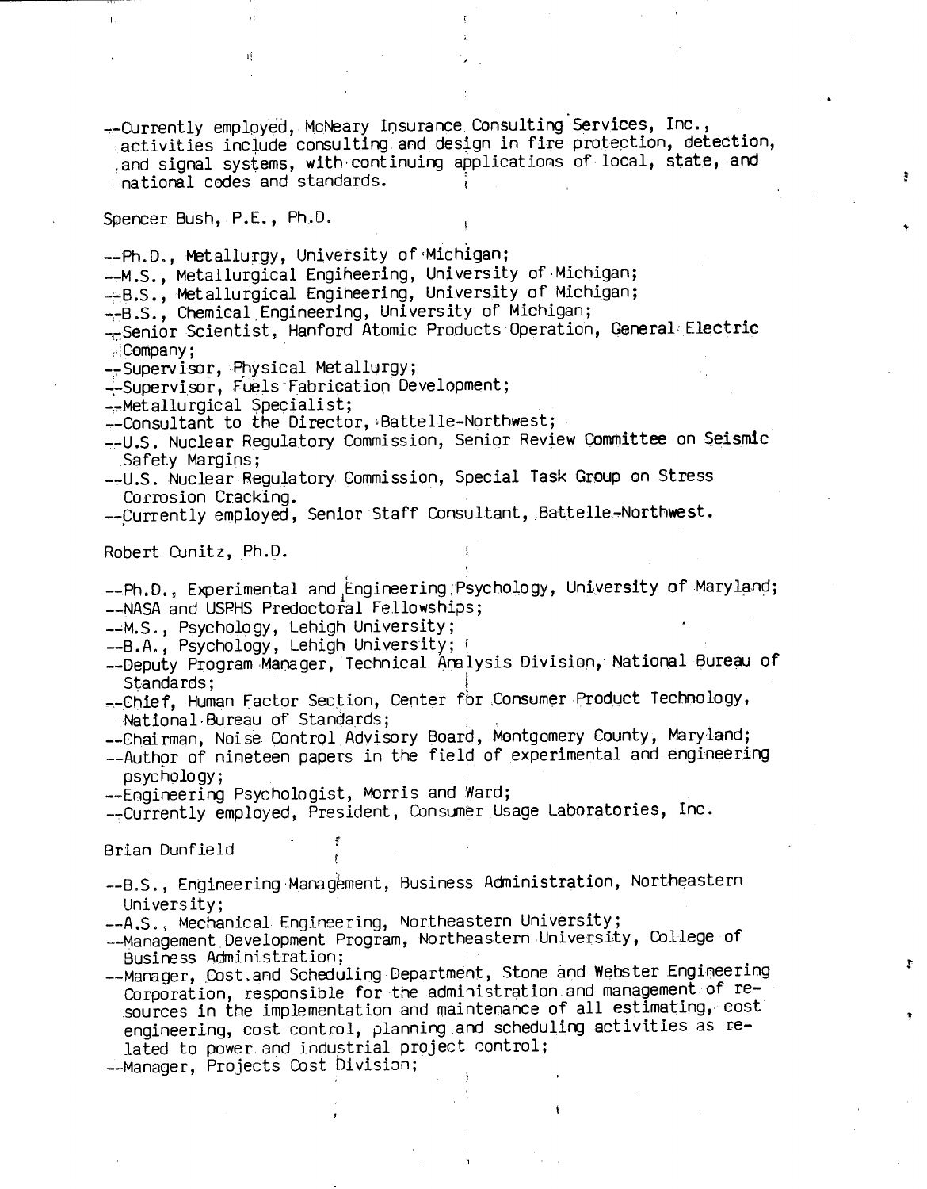--Currently employed, McNeary Insurance Consulting Services, Inc., activities include consulting and design in fire protection, detection, and signal systems, with continuing applications of local, state, and national codes and standards.

Spencer Bush, P.E., Ph.D.

--Ph.D., Metallurgy, University of Michigan;
--M.S., Metallurgical Engineering, University of Michigan;
--B.S., Metallurgical Engineering, University of Michigan;
--B.S., Chemical Engineering, University of Michigan;
--Senior Scientist, Hanford Atomic Products Operation, General Electric Company;
--Supervisor, Physical Metallurgy;
--Supervisor, Fuels Fabrication Development;
--Metallurgical Specialist;
--Consultant to the Director, Battelle-Northwest;
--U.S. Nuclear Regulatory Commission, Senior Review Committee on Seismic Safety Margins;
--U.S. Nuclear Regulatory Commission, Special Task Group on Stress Corrosion Cracking.
--Currently employed, Senior Staff Consultant, Battelle-Northwest.

Robert Cunitz, Ph.D.

--Ph.D., Experimental and Engineering Psychology, University of Maryland;
--NASA and USPHS Predoctoral Fellowships;
--M.S., Psychology, Lehigh University;
--B.A., Psychology, Lehigh University;
--Deputy Program Manager, Technical Analysis Division, National Bureau of Standards;
--Chief, Human Factor Section, Center for Consumer Product Technology, National Bureau of Standards;
--Chairman, Noise Control Advisory Board, Montgomery County, Maryland;
--Author of nineteen papers in the field of experimental and engineering psychology;
--Engineering Psychologist, Morris and Ward;
--Currently employed, President, Consumer Usage Laboratories, Inc.

Brian Dunfield

--B.S., Engineering Management, Business Administration, Northeastern University;
--A.S., Mechanical Engineering, Northeastern University;
--Management Development Program, Northeastern University, College of Business Administration;
--Manager, Cost and Scheduling Department, Stone and Webster Engineering Corporation, responsible for the administration and management of resources in the implementation and maintenance of all estimating, cost engineering, cost control, planning and scheduling activities as related to power and industrial project control;
--Manager, Projects Cost Division;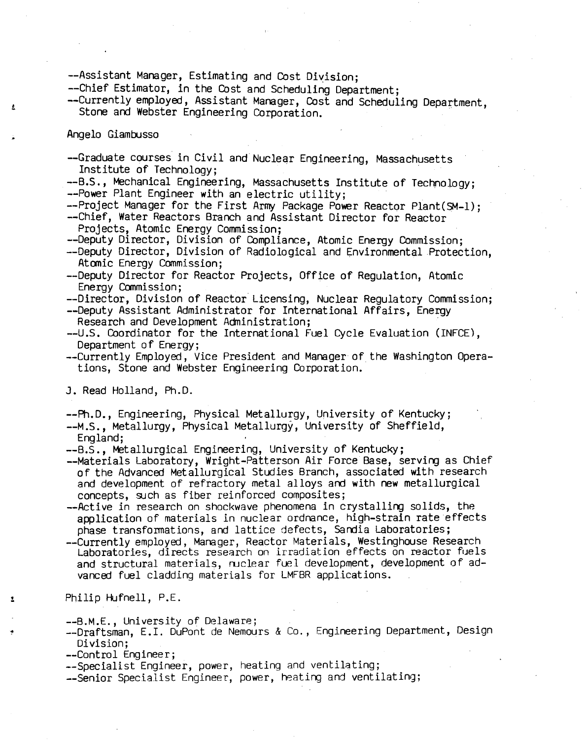--Assistant Manager, Estimating and Cost Division;
--Chief Estimator, in the Cost and Scheduling Department;
--Currently employed, Assistant Manager, Cost and Scheduling Department, Stone and Webster Engineering Corporation.

Angelo Giambusso

--Graduate courses in Civil and Nuclear Engineering, Massachusetts Institute of Technology;
--B.S., Mechanical Engineering, Massachusetts Institute of Technology;
--Power Plant Engineer with an electric utility;
--Project Manager for the First Army Package Power Reactor Plant(SM-1);
--Chief, Water Reactors Branch and Assistant Director for Reactor Projects, Atomic Energy Commission;
--Deputy Director, Division of Compliance, Atomic Energy Commission;
--Deputy Director, Division of Radiological and Environmental Protection, Atomic Energy Commission;
--Deputy Director for Reactor Projects, Office of Regulation, Atomic Energy Commission;
--Director, Division of Reactor Licensing, Nuclear Regulatory Commission;
--Deputy Assistant Administrator for International Affairs, Energy Research and Development Administration;
--U.S. Coordinator for the International Fuel Cycle Evaluation (INFCE), Department of Energy;
--Currently Employed, Vice President and Manager of the Washington Operations, Stone and Webster Engineering Corporation.

J. Read Holland, Ph.D.

--Ph.D., Engineering, Physical Metallurgy, University of Kentucky;
--M.S., Metallurgy, Physical Metallurgy, University of Sheffield, England;
--B.S., Metallurgical Engineering, University of Kentucky;
--Materials Laboratory, Wright-Patterson Air Force Base, serving as Chief of the Advanced Metallurgical Studies Branch, associated with research and development of refractory metal alloys and with new metallurgical concepts, such as fiber reinforced composites;
--Active in research on shockwave phenomena in crystalling solids, the application of materials in nuclear ordnance, high-strain rate effects phase transformations, and lattice defects, Sandia Laboratories;
--Currently employed, Manager, Reactor Materials, Westinghouse Research Laboratories, directs research on irradiation effects on reactor fuels and structural materials, nuclear fuel development, development of advanced fuel cladding materials for LMFBR applications.

Philip Hufnell, P.E.

--B.M.E., University of Delaware;
--Draftsman, E.I. DuPont de Nemours & Co., Engineering Department, Design Division;
--Control Engineer;
--Specialist Engineer, power, heating and ventilating;
--Senior Specialist Engineer, power, heating and ventilating;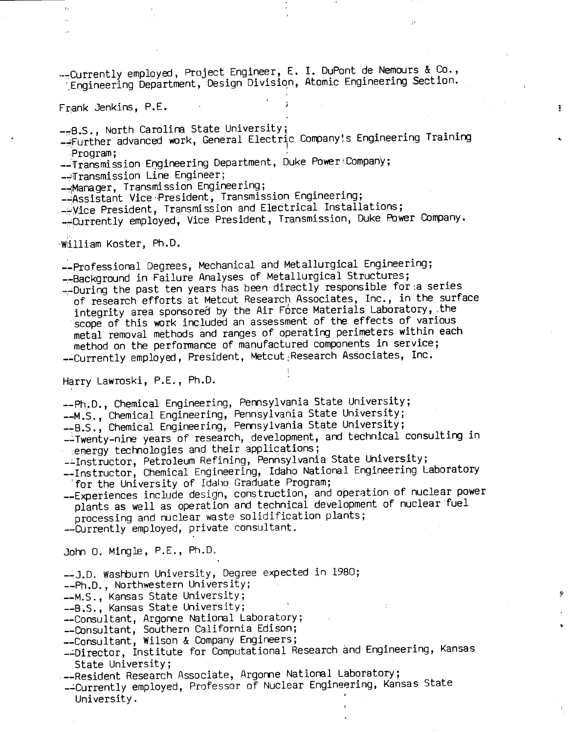--Currently employed, Project Engineer, E. I. DuPont de Nemours & Co., Engineering Department, Design Division, Atomic Engineering Section.

Frank Jenkins, P.E.

--B.S., North Carolina State University;
--Further advanced work, General Electric Company's Engineering Training Program;
--Transmission Engineering Department, Duke Power Company;
--Transmission Line Engineer;
--Manager, Transmission Engineering;
--Assistant Vice President, Transmission Engineering;
--Vice President, Transmission and Electrical Installations;
--Currently employed, Vice President, Transmission, Duke Power Company.

William Koster, Ph.D.

--Professional Degrees, Mechanical and Metallurgical Engineering;
--Background in Failure Analyses of Metallurgical Structures;
--During the past ten years has been directly responsible for a series of research efforts at Metcut Research Associates, Inc., in the surface integrity area sponsored by the Air Force Materials Laboratory, the scope of this work included an assessment of the effects of various metal removal methods and ranges of operating perimeters within each method on the performance of manufactured components in service;
--Currently employed, President, Metcut Research Associates, Inc.

Harry Lawroski, P.E., Ph.D.

--Ph.D., Chemical Engineering, Pennsylvania State University;
--M.S., Chemical Engineering, Pennsylvania State University;
--B.S., Chemical Engineering, Pennsylvania State University;
--Twenty-nine years of research, development, and technical consulting in energy technologies and their applications;
--Instructor, Petroleum Refining, Pennsylvania State University;
--Instructor, Chemical Engineering, Idaho National Engineering Laboratory for the University of Idaho Graduate Program;
--Experiences include design, construction, and operation of nuclear power plants as well as operation and technical development of nuclear fuel processing and nuclear waste solidification plants;
--Currently employed, private consultant.

John O. Mingle, P.E., Ph.D.

--J.D. Washburn University, Degree expected in 1980;
--Ph.D., Northwestern University;
--M.S., Kansas State University;
--B.S., Kansas State University;
--Consultant, Argonne National Laboratory;
--Consultant, Southern California Edison;
--Consultant, Wilson & Company Engineers;
--Director, Institute for Computational Research and Engineering, Kansas State University;
--Resident Research Associate, Argonne National Laboratory;
--Currently employed, Professor of Nuclear Engineering, Kansas State University.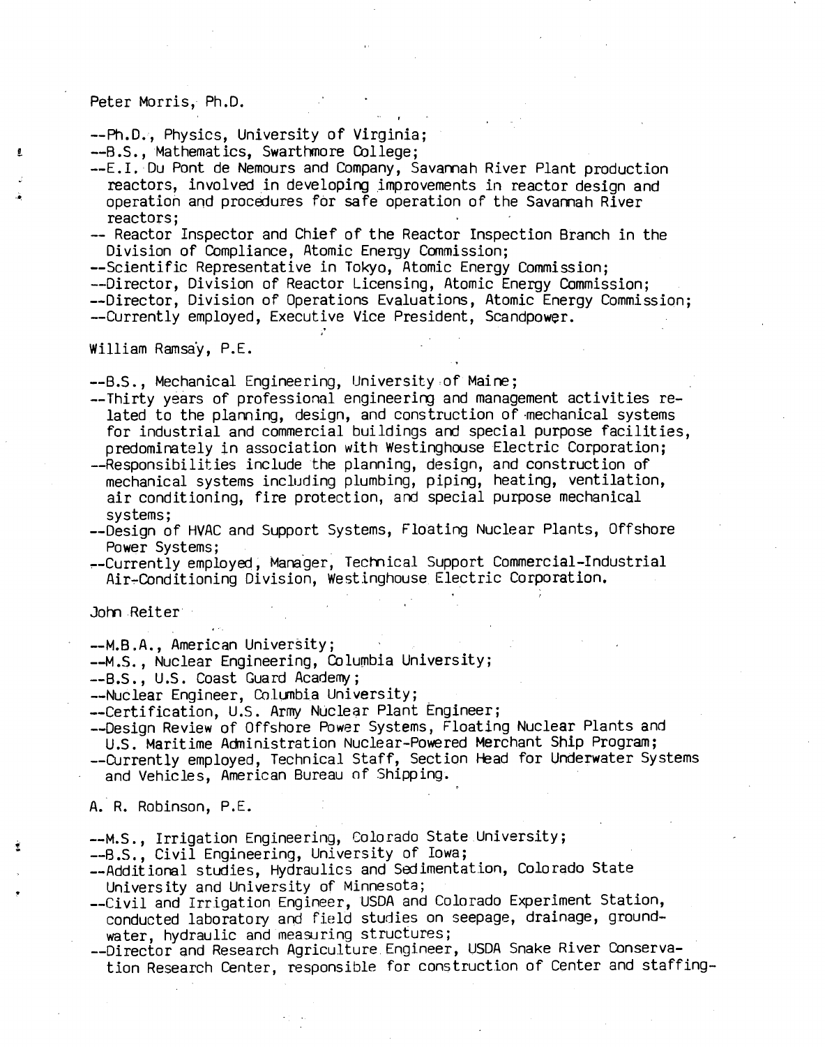Peter Morris, Ph.D.

--Ph.D., Physics, University of Virginia;
--B.S., Mathematics, Swarthmore College;
--E.I. Du Pont de Nemours and Company, Savannah River Plant production reactors, involved in developing improvements in reactor design and operation and procedures for safe operation of the Savannah River reactors;
-- Reactor Inspector and Chief of the Reactor Inspection Branch in the Division of Compliance, Atomic Energy Commission;
--Scientific Representative in Tokyo, Atomic Energy Commission;
--Director, Division of Reactor Licensing, Atomic Energy Commission;
--Director, Division of Operations Evaluations, Atomic Energy Commission;
--Currently employed, Executive Vice President, Scandpower.

William Ramsay, P.E.

--B.S., Mechanical Engineering, University of Maine;
--Thirty years of professional engineering and management activities related to the planning, design, and construction of mechanical systems for industrial and commercial buildings and special purpose facilities, predominately in association with Westinghouse Electric Corporation;
--Responsibilities include the planning, design, and construction of mechanical systems including plumbing, piping, heating, ventilation, air conditioning, fire protection, and special purpose mechanical systems;
--Design of HVAC and Support Systems, Floating Nuclear Plants, Offshore Power Systems;
--Currently employed, Manager, Technical Support Commercial-Industrial Air-Conditioning Division, Westinghouse Electric Corporation.

John Reiter

--M.B.A., American University;
--M.S., Nuclear Engineering, Columbia University;
--B.S., U.S. Coast Guard Academy;
--Nuclear Engineer, Columbia University;
--Certification, U.S. Army Nuclear Plant Engineer;
--Design Review of Offshore Power Systems, Floating Nuclear Plants and U.S. Maritime Administration Nuclear-Powered Merchant Ship Program;
--Currently employed, Technical Staff, Section Head for Underwater Systems and Vehicles, American Bureau of Shipping.

A. R. Robinson, P.E.

--M.S., Irrigation Engineering, Colorado State University;
--B.S., Civil Engineering, University of Iowa;
--Additional studies, Hydraulics and Sedimentation, Colorado State University and University of Minnesota;
--Civil and Irrigation Engineer, USDA and Colorado Experiment Station, conducted laboratory and field studies on seepage, drainage, groundwater, hydraulic and measuring structures;
--Director and Research Agriculture Engineer, USDA Snake River Conservation Research Center, responsible for construction of Center and staffing-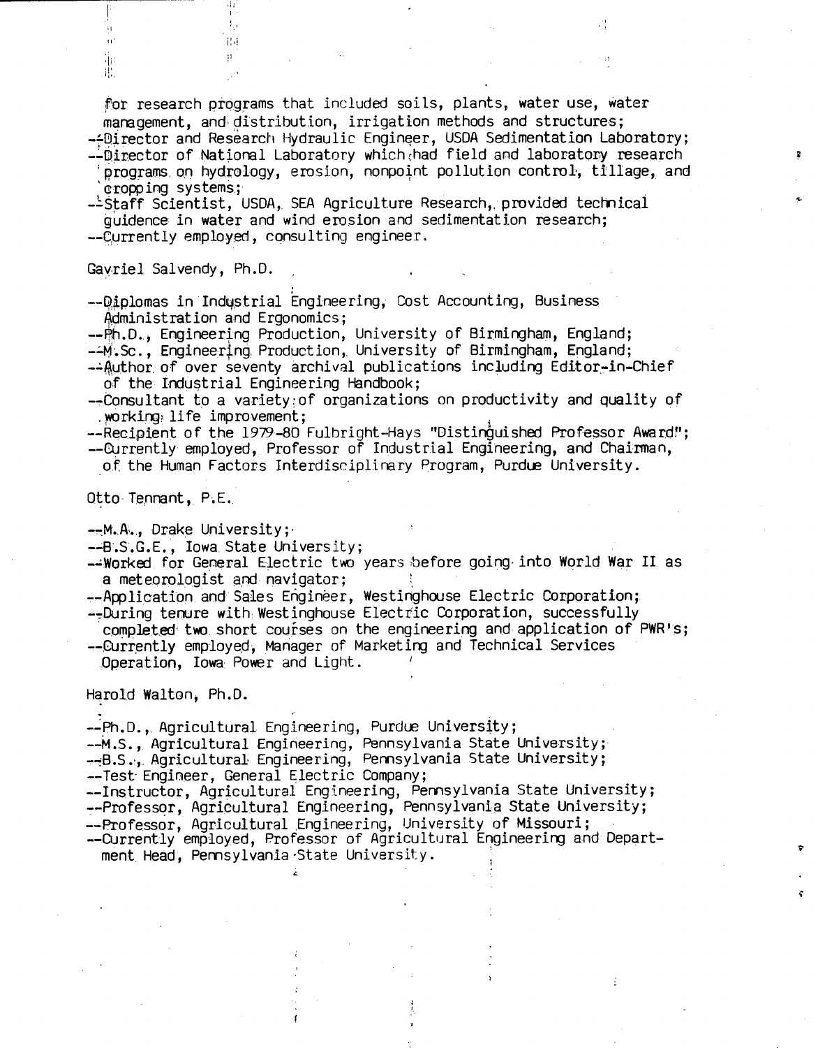for research programs that included soils, plants, water use, water management, and distribution, irrigation methods and structures;

--Director and Research Hydraulic Engineer, USDA Sedimentation Laboratory;

--Director of National Laboratory which had field and laboratory research programs on hydrology, erosion, nonpoint pollution control, tillage, and cropping systems;

--Staff Scientist, USDA, SEA Agriculture Research, provided technical guidance in water and wind erosion and sedimentation research;

--Currently employed, consulting engineer.

Gavriel Salvendy, Ph.D.

--Diplomas in Industrial Engineering, Cost Accounting, Business Administration and Ergonomics;

--Ph.D., Engineering Production, University of Birmingham, England;

--M.Sc., Engineering Production, University of Birmingham, England;

--Author of over seventy archival publications including Editor-in-Chief of the Industrial Engineering Handbook;

--Consultant to a variety of organizations on productivity and quality of working life improvement;

--Recipient of the 1979-80 Fulbright-Hays "Distinguished Professor Award";

--Currently employed, Professor of Industrial Engineering, and Chairman, of the Human Factors Interdisciplinary Program, Purdue University.

Otto Tennant, P.E.

--M.A., Drake University;

--B.S.G.E., Iowa State University;

--Worked for General Electric two years before going into World War II as a meteorologist and navigator;

--Application and Sales Engineer, Westinghouse Electric Corporation;

--During tenure with Westinghouse Electric Corporation, successfully completed two short courses on the engineering and application of PWR's;

--Currently employed, Manager of Marketing and Technical Services Operation, Iowa Power and Light.

Harold Walton, Ph.D.

--Ph.D., Agricultural Engineering, Purdue University;

--M.S., Agricultural Engineering, Pennsylvania State University;

--B.S., Agricultural Engineering, Pennsylvania State University;

--Test Engineer, General Electric Company;

--Instructor, Agricultural Engineering, Pennsylvania State University;

--Professor, Agricultural Engineering, Pennsylvania State University;

--Professor, Agricultural Engineering, University of Missouri;

--Currently employed, Professor of Agricultural Engineering and Department Head, Pennsylvania State University.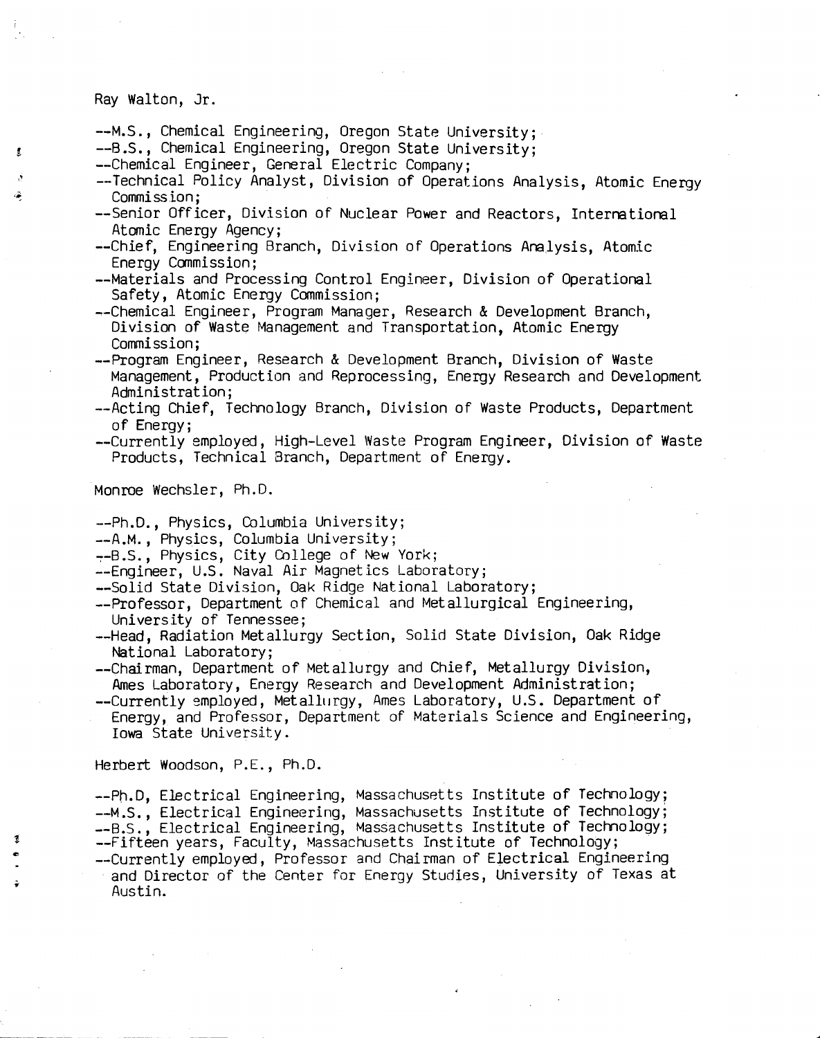Ray Walton, Jr.

--M.S., Chemical Engineering, Oregon State University;
--B.S., Chemical Engineering, Oregon State University;
--Chemical Engineer, General Electric Company;
--Technical Policy Analyst, Division of Operations Analysis, Atomic Energy Commission;
--Senior Officer, Division of Nuclear Power and Reactors, International Atomic Energy Agency;
--Chief, Engineering Branch, Division of Operations Analysis, Atomic Energy Commission;
--Materials and Processing Control Engineer, Division of Operational Safety, Atomic Energy Commission;
--Chemical Engineer, Program Manager, Research & Development Branch, Division of Waste Management and Transportation, Atomic Energy Commission;
--Program Engineer, Research & Development Branch, Division of Waste Management, Production and Reprocessing, Energy Research and Development Administration;
--Acting Chief, Technology Branch, Division of Waste Products, Department of Energy;
--Currently employed, High-Level Waste Program Engineer, Division of Waste Products, Technical Branch, Department of Energy.

Monroe Wechsler, Ph.D.

--Ph.D., Physics, Columbia University;
--A.M., Physics, Columbia University;
--B.S., Physics, City College of New York;
--Engineer, U.S. Naval Air Magnetics Laboratory;
--Solid State Division, Oak Ridge National Laboratory;
--Professor, Department of Chemical and Metallurgical Engineering, University of Tennessee;
--Head, Radiation Metallurgy Section, Solid State Division, Oak Ridge National Laboratory;
--Chairman, Department of Metallurgy and Chief, Metallurgy Division, Ames Laboratory, Energy Research and Development Administration;
--Currently employed, Metallurgy, Ames Laboratory, U.S. Department of Energy, and Professor, Department of Materials Science and Engineering, Iowa State University.

Herbert Woodson, P.E., Ph.D.

--Ph.D, Electrical Engineering, Massachusetts Institute of Technology;
--M.S., Electrical Engineering, Massachusetts Institute of Technology;
--B.S., Electrical Engineering, Massachusetts Institute of Technology;
--Fifteen years, Faculty, Massachusetts Institute of Technology;
--Currently employed, Professor and Chairman of Electrical Engineering and Director of the Center for Energy Studies, University of Texas at Austin.